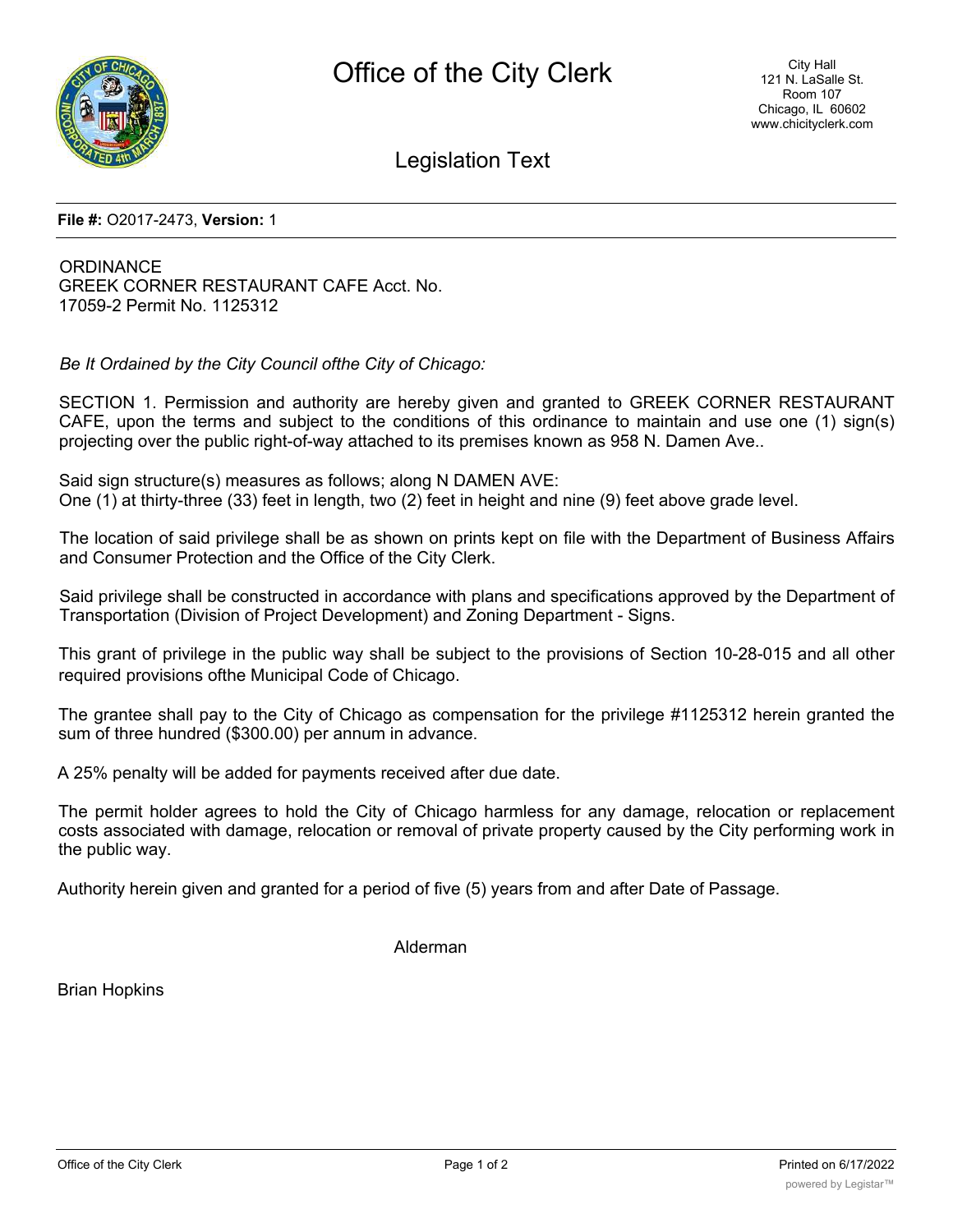# Office of the City Clerk

City Hall
121 N. LaSalle St.
Room 107
Chicago, IL 60602
www.chicityclerk.com

## Legislation Text

**File #:** O2017-2473, **Version:** 1

ORDINANCE
GREEK CORNER RESTAURANT CAFE Acct. No. 17059-2 Permit No. 1125312

*Be It Ordained by the City Council ofthe City of Chicago:*

SECTION 1. Permission and authority are hereby given and granted to GREEK CORNER RESTAURANT CAFE, upon the terms and subject to the conditions of this ordinance to maintain and use one (1) sign(s) projecting over the public right-of-way attached to its premises known as 958 N. Damen Ave..

Said sign structure(s) measures as follows; along N DAMEN AVE:
One (1) at thirty-three (33) feet in length, two (2) feet in height and nine (9) feet above grade level.

The location of said privilege shall be as shown on prints kept on file with the Department of Business Affairs and Consumer Protection and the Office of the City Clerk.

Said privilege shall be constructed in accordance with plans and specifications approved by the Department of Transportation (Division of Project Development) and Zoning Department - Signs.

This grant of privilege in the public way shall be subject to the provisions of Section 10-28-015 and all other required provisions ofthe Municipal Code of Chicago.

The grantee shall pay to the City of Chicago as compensation for the privilege #1125312 herein granted the sum of three hundred ($300.00) per annum in advance.

A 25% penalty will be added for payments received after due date.

The permit holder agrees to hold the City of Chicago harmless for any damage, relocation or replacement costs associated with damage, relocation or removal of private property caused by the City performing work in the public way.

Authority herein given and granted for a period of five (5) years from and after Date of Passage.

Alderman

Brian Hopkins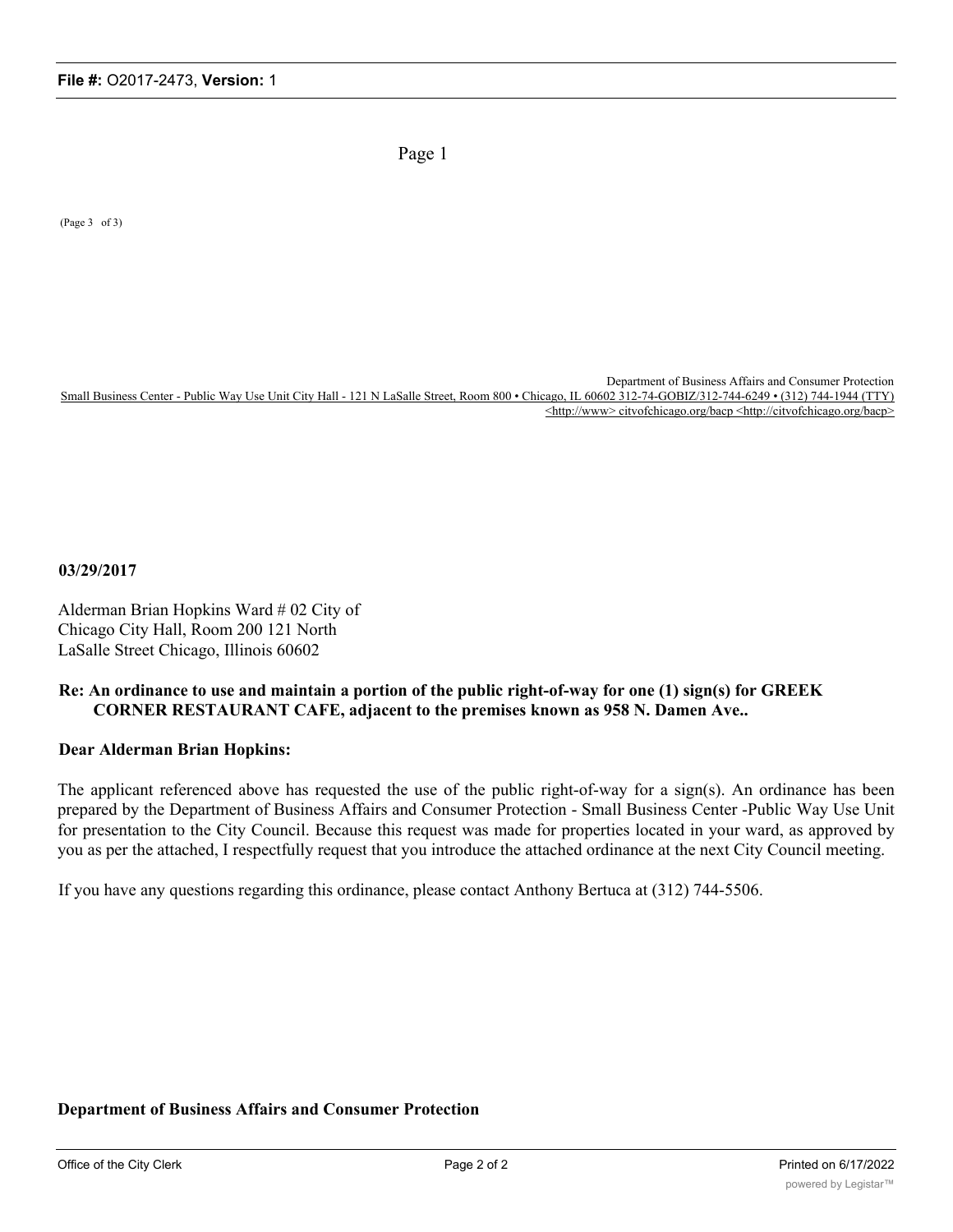Page 1

(Page 3 of 3)

Department of Business Affairs and Consumer Protection
Small Business Center - Public Way Use Unit City Hall - 121 N LaSalle Street, Room 800 • Chicago, IL 60602 312-74-GOBIZ/312-744-6249 • (312) 744-1944 (TTY) <http://www> citvofchicago.org/bacp <http://citvofchicago.org/bacp>

**03/29/2017**

Alderman Brian Hopkins Ward # 02 City of Chicago City Hall, Room 200 121 North LaSalle Street Chicago, Illinois 60602

**Re: An ordinance to use and maintain a portion of the public right-of-way for one (1) sign(s) for GREEK CORNER RESTAURANT CAFE, adjacent to the premises known as 958 N. Damen Ave..**

**Dear Alderman Brian Hopkins:**

The applicant referenced above has requested the use of the public right-of-way for a sign(s). An ordinance has been prepared by the Department of Business Affairs and Consumer Protection - Small Business Center -Public Way Use Unit for presentation to the City Council. Because this request was made for properties located in your ward, as approved by you as per the attached, I respectfully request that you introduce the attached ordinance at the next City Council meeting.

If you have any questions regarding this ordinance, please contact Anthony Bertuca at (312) 744-5506.

**Department of Business Affairs and Consumer Protection**